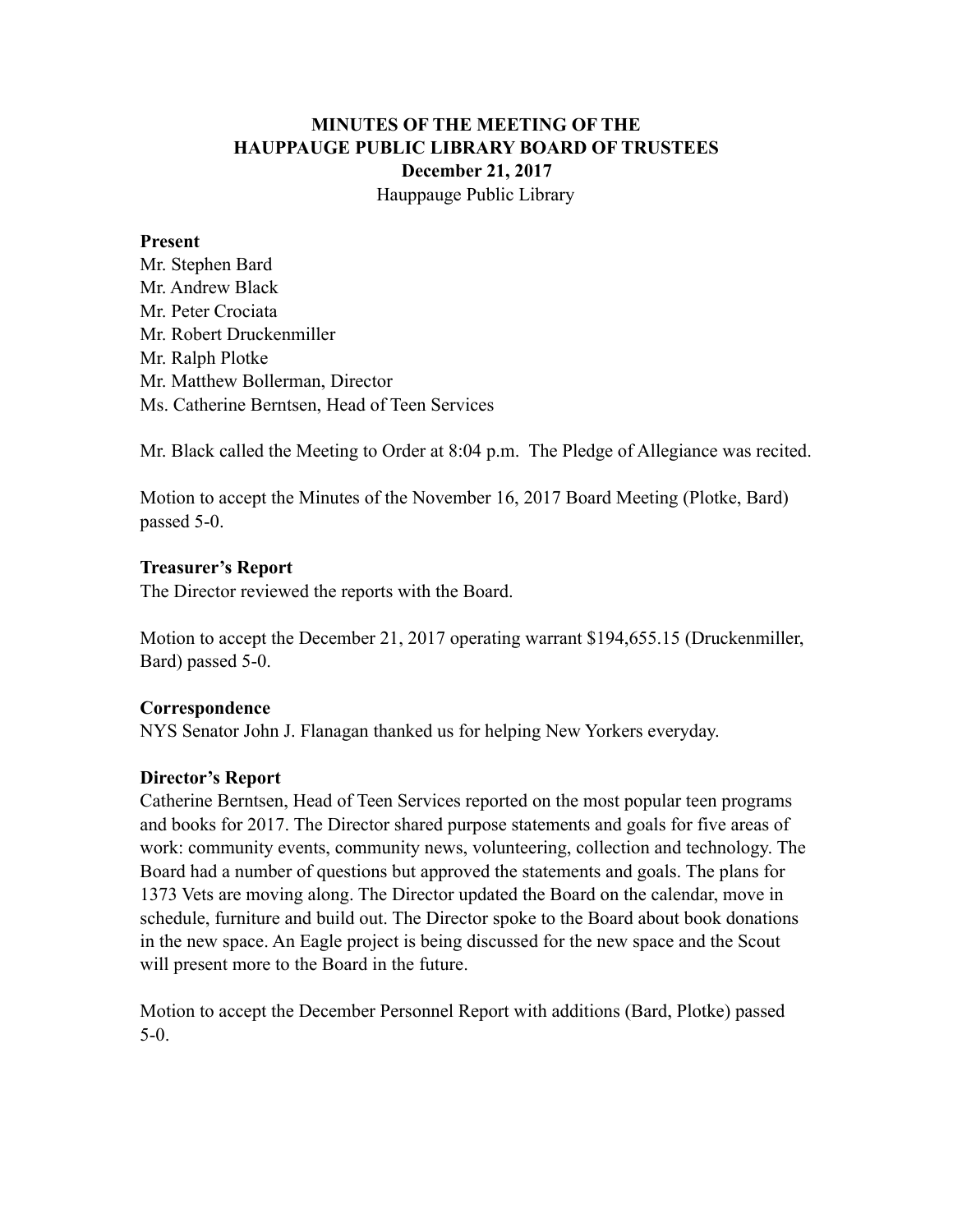**MINUTES OF THE MEETING OF THE**
**HAUPPAUGE PUBLIC LIBRARY BOARD OF TRUSTEES**
**December 21, 2017**
Hauppauge Public Library

**Present**
Mr. Stephen Bard
Mr. Andrew Black
Mr. Peter Crociata
Mr. Robert Druckenmiller
Mr. Ralph Plotke
Mr. Matthew Bollerman, Director
Ms. Catherine Berntsen, Head of Teen Services

Mr. Black called the Meeting to Order at 8:04 p.m. The Pledge of Allegiance was recited.

Motion to accept the Minutes of the November 16, 2017 Board Meeting (Plotke, Bard) passed 5-0.

**Treasurer's Report**
The Director reviewed the reports with the Board.

Motion to accept the December 21, 2017 operating warrant $194,655.15 (Druckenmiller, Bard) passed 5-0.

**Correspondence**
NYS Senator John J. Flanagan thanked us for helping New Yorkers everyday.

**Director's Report**
Catherine Berntsen, Head of Teen Services reported on the most popular teen programs and books for 2017. The Director shared purpose statements and goals for five areas of work: community events, community news, volunteering, collection and technology. The Board had a number of questions but approved the statements and goals. The plans for 1373 Vets are moving along. The Director updated the Board on the calendar, move in schedule, furniture and build out. The Director spoke to the Board about book donations in the new space. An Eagle project is being discussed for the new space and the Scout will present more to the Board in the future.

Motion to accept the December Personnel Report with additions (Bard, Plotke) passed 5-0.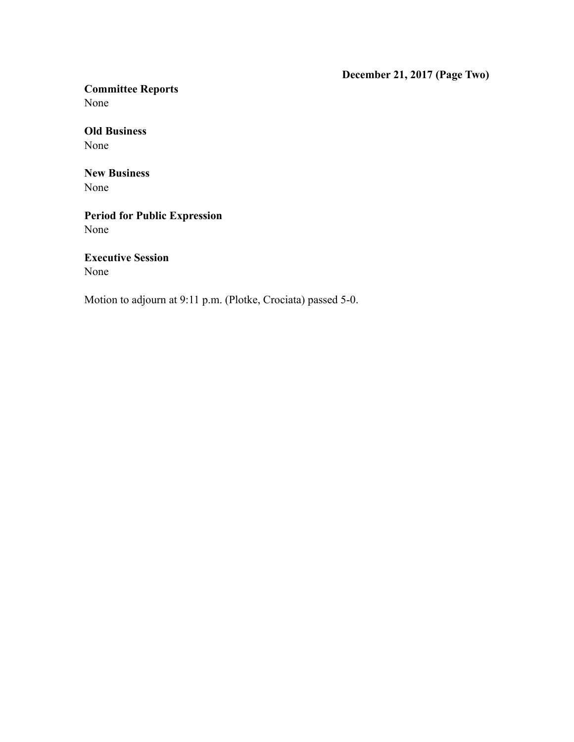**Committee Reports**
None

**Old Business**
None

**New Business**
None

**Period for Public Expression**
None

**Executive Session**
None

Motion to adjourn at 9:11 p.m. (Plotke, Crociata) passed 5-0.